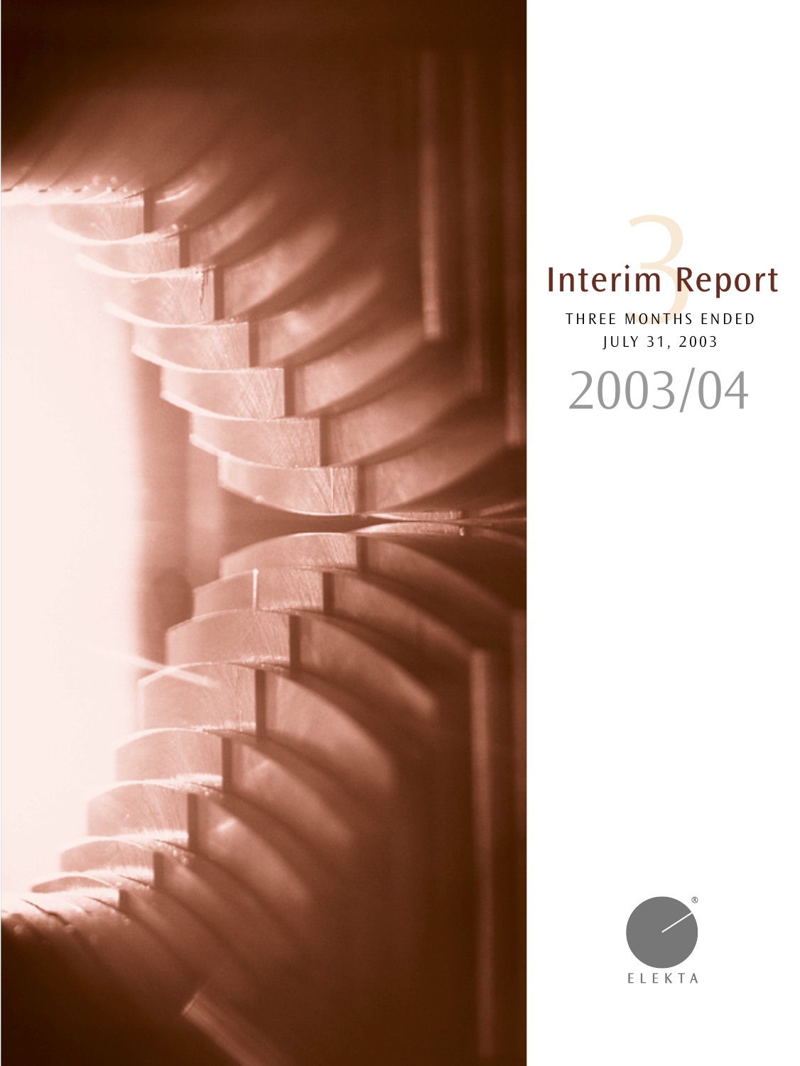# Interim Report

3

THREE MONTHS ENDED
JULY 31, 2003

2003/04

ELEKTA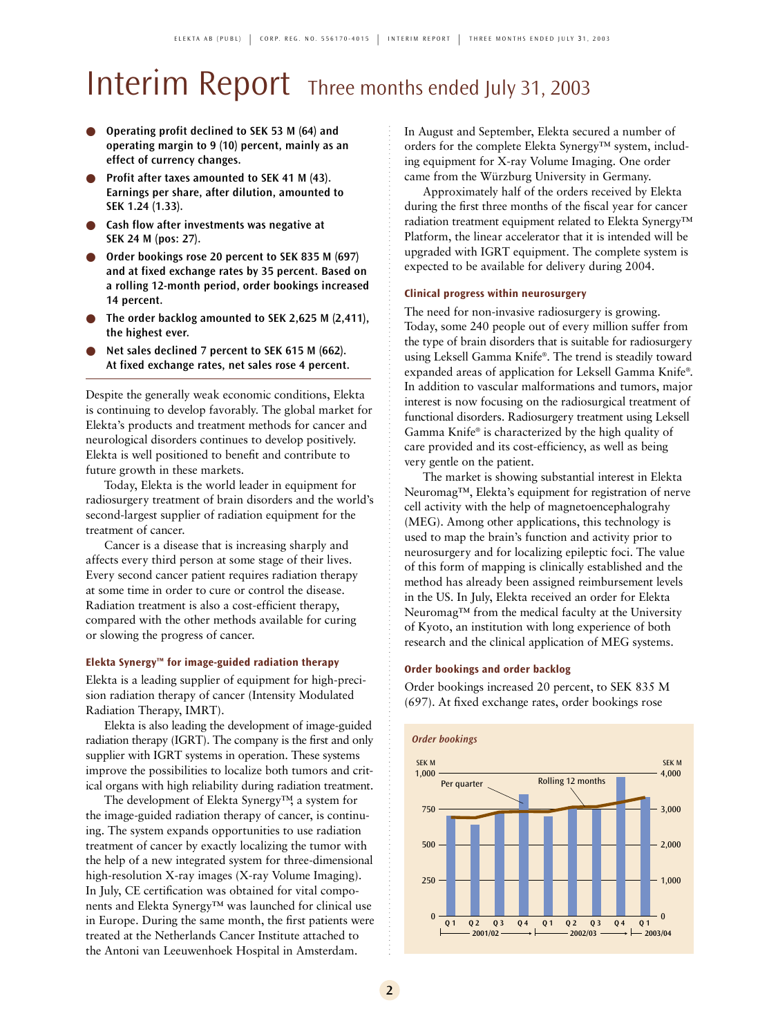# Interim Report Three months ended July 31, 2003

- **Operating profit declined to SEK 53 M (64) and operating margin to 9 (10) percent, mainly as an effect of currency changes.**
- **Profit after taxes amounted to SEK 41 M (43). Earnings per share, after dilution, amounted to SEK 1.24 (1.33).**
- **Cash flow after investments was negative at SEK 24 M (pos: 27).**
- **Order bookings rose 20 percent to SEK 835 M (697) and at fixed exchange rates by 35 percent. Based on a rolling 12-month period, order bookings increased 14 percent.**
- **The order backlog amounted to SEK 2,625 M (2,411), the highest ever.**
- **Net sales declined 7 percent to SEK 615 M (662). At fixed exchange rates, net sales rose 4 percent.**

Despite the generally weak economic conditions, Elekta is continuing to develop favorably. The global market for Elekta's products and treatment methods for cancer and neurological disorders continues to develop positively. Elekta is well positioned to benefit and contribute to future growth in these markets.

Today, Elekta is the world leader in equipment for radiosurgery treatment of brain disorders and the world's second-largest supplier of radiation equipment for the treatment of cancer.

Cancer is a disease that is increasing sharply and affects every third person at some stage of their lives. Every second cancer patient requires radiation therapy at some time in order to cure or control the disease. Radiation treatment is also a cost-efficient therapy, compared with the other methods available for curing or slowing the progress of cancer.

### Elekta Synergy™ for image-guided radiation therapy

Elekta is a leading supplier of equipment for high-precision radiation therapy of cancer (Intensity Modulated Radiation Therapy, IMRT).

Elekta is also leading the development of image-guided radiation therapy (IGRT). The company is the first and only supplier with IGRT systems in operation. These systems improve the possibilities to localize both tumors and critical organs with high reliability during radiation treatment.

The development of Elekta Synergy™, a system for the image-guided radiation therapy of cancer, is continuing. The system expands opportunities to use radiation treatment of cancer by exactly localizing the tumor with the help of a new integrated system for three-dimensional high-resolution X-ray images (X-ray Volume Imaging). In July, CE certification was obtained for vital components and Elekta Synergy™ was launched for clinical use in Europe. During the same month, the first patients were treated at the Netherlands Cancer Institute attached to the Antoni van Leeuwenhoek Hospital in Amsterdam.

In August and September, Elekta secured a number of orders for the complete Elekta Synergy™ system, including equipment for X-ray Volume Imaging. One order came from the Würzburg University in Germany.

Approximately half of the orders received by Elekta during the first three months of the fiscal year for cancer radiation treatment equipment related to Elekta Synergy™ Platform, the linear accelerator that it is intended will be upgraded with IGRT equipment. The complete system is expected to be available for delivery during 2004.

### Clinical progress within neurosurgery

The need for non-invasive radiosurgery is growing. Today, some 240 people out of every million suffer from the type of brain disorders that is suitable for radiosurgery using Leksell Gamma Knife®. The trend is steadily toward expanded areas of application for Leksell Gamma Knife®. In addition to vascular malformations and tumors, major interest is now focusing on the radiosurgical treatment of functional disorders. Radiosurgery treatment using Leksell Gamma Knife® is characterized by the high quality of care provided and its cost-efficiency, as well as being very gentle on the patient.

The market is showing substantial interest in Elekta Neuromag™, Elekta's equipment for registration of nerve cell activity with the help of magnetoencephalograhy (MEG). Among other applications, this technology is used to map the brain's function and activity prior to neurosurgery and for localizing epileptic foci. The value of this form of mapping is clinically established and the method has already been assigned reimbursement levels in the US. In July, Elekta received an order for Elekta Neuromag™ from the medical faculty at the University of Kyoto, an institution with long experience of both research and the clinical application of MEG systems.

### Order bookings and order backlog

Order bookings increased 20 percent, to SEK 835 M (697). At fixed exchange rates, order bookings rose

*Order bookings*

Per quarter (SEK M, left axis) and Rolling 12 months (SEK M, right axis), Q1 2001/02 – Q1 2003/04.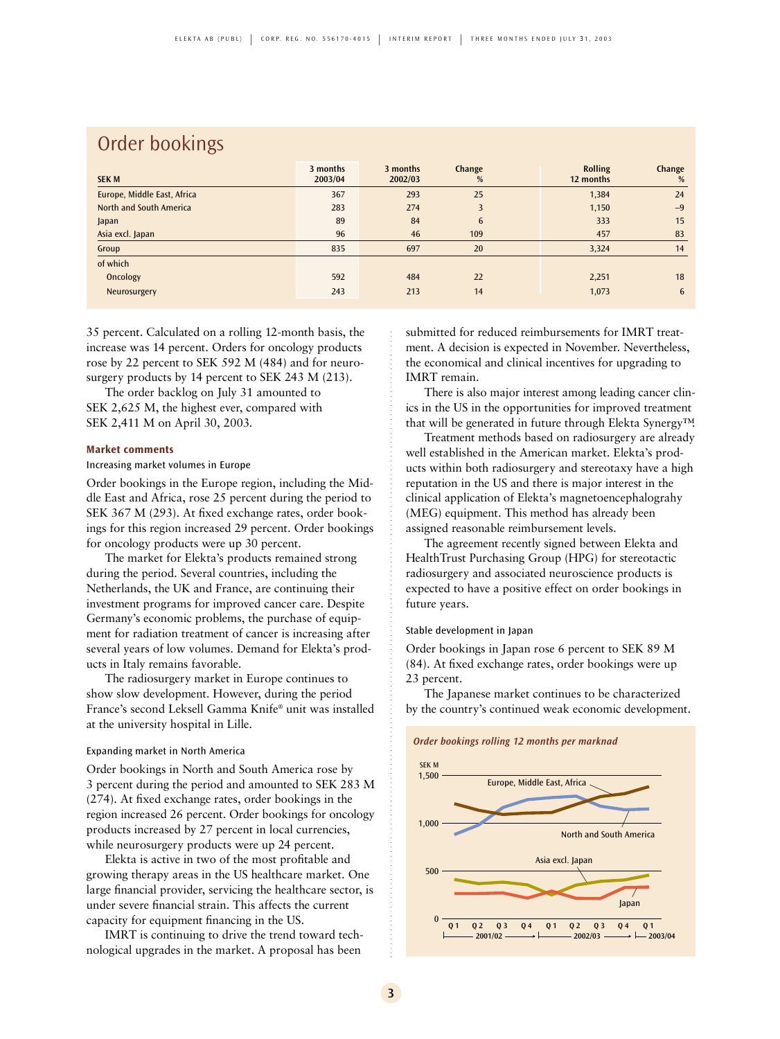## Order bookings

| SEK M | 3 months 2003/04 | 3 months 2002/03 | Change % | Rolling 12 months | Change % |
|---|---|---|---|---|---|
| Europe, Middle East, Africa | 367 | 293 | 25 | 1,384 | 24 |
| North and South America | 283 | 274 | 3 | 1,150 | –9 |
| Japan | 89 | 84 | 6 | 333 | 15 |
| Asia excl. Japan | 96 | 46 | 109 | 457 | 83 |
| Group | 835 | 697 | 20 | 3,324 | 14 |
| of which | | | | | |
| Oncology | 592 | 484 | 22 | 2,251 | 18 |
| Neurosurgery | 243 | 213 | 14 | 1,073 | 6 |

35 percent. Calculated on a rolling 12-month basis, the increase was 14 percent. Orders for oncology products rose by 22 percent to SEK 592 M (484) and for neurosurgery products by 14 percent to SEK 243 M (213).

The order backlog on July 31 amounted to SEK 2,625 M, the highest ever, compared with SEK 2,411 M on April 30, 2003.

**Market comments**

Increasing market volumes in Europe

Order bookings in the Europe region, including the Middle East and Africa, rose 25 percent during the period to SEK 367 M (293). At fixed exchange rates, order bookings for this region increased 29 percent. Order bookings for oncology products were up 30 percent.

The market for Elekta's products remained strong during the period. Several countries, including the Netherlands, the UK and France, are continuing their investment programs for improved cancer care. Despite Germany's economic problems, the purchase of equipment for radiation treatment of cancer is increasing after several years of low volumes. Demand for Elekta's products in Italy remains favorable.

The radiosurgery market in Europe continues to show slow development. However, during the period France's second Leksell Gamma Knife® unit was installed at the university hospital in Lille.

Expanding market in North America

Order bookings in North and South America rose by 3 percent during the period and amounted to SEK 283 M (274). At fixed exchange rates, order bookings in the region increased 26 percent. Order bookings for oncology products increased by 27 percent in local currencies, while neurosurgery products were up 24 percent.

Elekta is active in two of the most profitable and growing therapy areas in the US healthcare market. One large financial provider, servicing the healthcare sector, is under severe financial strain. This affects the current capacity for equipment financing in the US.

IMRT is continuing to drive the trend toward technological upgrades in the market. A proposal has been submitted for reduced reimbursements for IMRT treatment. A decision is expected in November. Nevertheless, the economical and clinical incentives for upgrading to IMRT remain.

There is also major interest among leading cancer clinics in the US in the opportunities for improved treatment that will be generated in future through Elekta Synergy™.

Treatment methods based on radiosurgery are already well established in the American market. Elekta's products within both radiosurgery and stereotaxy have a high reputation in the US and there is major interest in the clinical application of Elekta's magnetoencephalograhy (MEG) equipment. This method has already been assigned reasonable reimbursement levels.

The agreement recently signed between Elekta and HealthTrust Purchasing Group (HPG) for stereotactic radiosurgery and associated neuroscience products is expected to have a positive effect on order bookings in future years.

Stable development in Japan

Order bookings in Japan rose 6 percent to SEK 89 M (84). At fixed exchange rates, order bookings were up 23 percent.

The Japanese market continues to be characterized by the country's continued weak economic development.

*Order bookings rolling 12 months per marknad*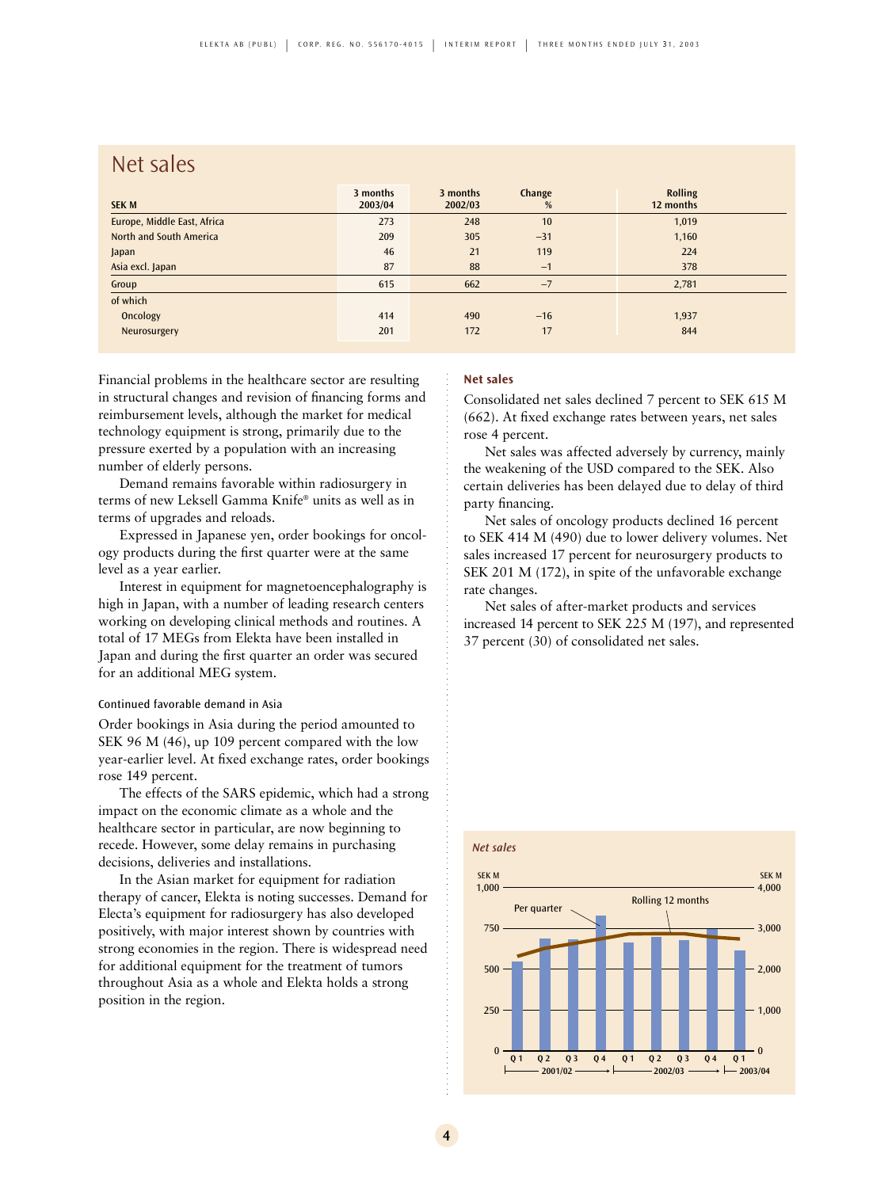## Net sales

| SEK M | 3 months 2003/04 | 3 months 2002/03 | Change % | Rolling 12 months |
|---|---|---|---|---|
| Europe, Middle East, Africa | 273 | 248 | 10 | 1,019 |
| North and South America | 209 | 305 | –31 | 1,160 |
| Japan | 46 | 21 | 119 | 224 |
| Asia excl. Japan | 87 | 88 | –1 | 378 |
| Group | 615 | 662 | –7 | 2,781 |
| of which | | | | |
| Oncology | 414 | 490 | –16 | 1,937 |
| Neurosurgery | 201 | 172 | 17 | 844 |

Financial problems in the healthcare sector are resulting in structural changes and revision of financing forms and reimbursement levels, although the market for medical technology equipment is strong, primarily due to the pressure exerted by a population with an increasing number of elderly persons.

Demand remains favorable within radiosurgery in terms of new Leksell Gamma Knife® units as well as in terms of upgrades and reloads.

Expressed in Japanese yen, order bookings for oncology products during the first quarter were at the same level as a year earlier.

Interest in equipment for magnetoencephalography is high in Japan, with a number of leading research centers working on developing clinical methods and routines. A total of 17 MEGs from Elekta have been installed in Japan and during the first quarter an order was secured for an additional MEG system.

### Continued favorable demand in Asia

Order bookings in Asia during the period amounted to SEK 96 M (46), up 109 percent compared with the low year-earlier level. At fixed exchange rates, order bookings rose 149 percent.

The effects of the SARS epidemic, which had a strong impact on the economic climate as a whole and the healthcare sector in particular, are now beginning to recede. However, some delay remains in purchasing decisions, deliveries and installations.

In the Asian market for equipment for radiation therapy of cancer, Elekta is noting successes. Demand for Electa's equipment for radiosurgery has also developed positively, with major interest shown by countries with strong economies in the region. There is widespread need for additional equipment for the treatment of tumors throughout Asia as a whole and Elekta holds a strong position in the region.

### Net sales

Consolidated net sales declined 7 percent to SEK 615 M (662). At fixed exchange rates between years, net sales rose 4 percent.

Net sales was affected adversely by currency, mainly the weakening of the USD compared to the SEK. Also certain deliveries has been delayed due to delay of third party financing.

Net sales of oncology products declined 16 percent to SEK 414 M (490) due to lower delivery volumes. Net sales increased 17 percent for neurosurgery products to SEK 201 M (172), in spite of the unfavorable exchange rate changes.

Net sales of after-market products and services increased 14 percent to SEK 225 M (197), and represented 37 percent (30) of consolidated net sales.

*Net sales*

SEK M (left axis: 0–1,000, per quarter); SEK M (right axis: 0–4,000, rolling 12 months)

Per quarter — Rolling 12 months

Q1 Q2 Q3 Q4 (2001/02) — Q1 Q2 Q3 Q4 (2002/03) — Q1 (2003/04)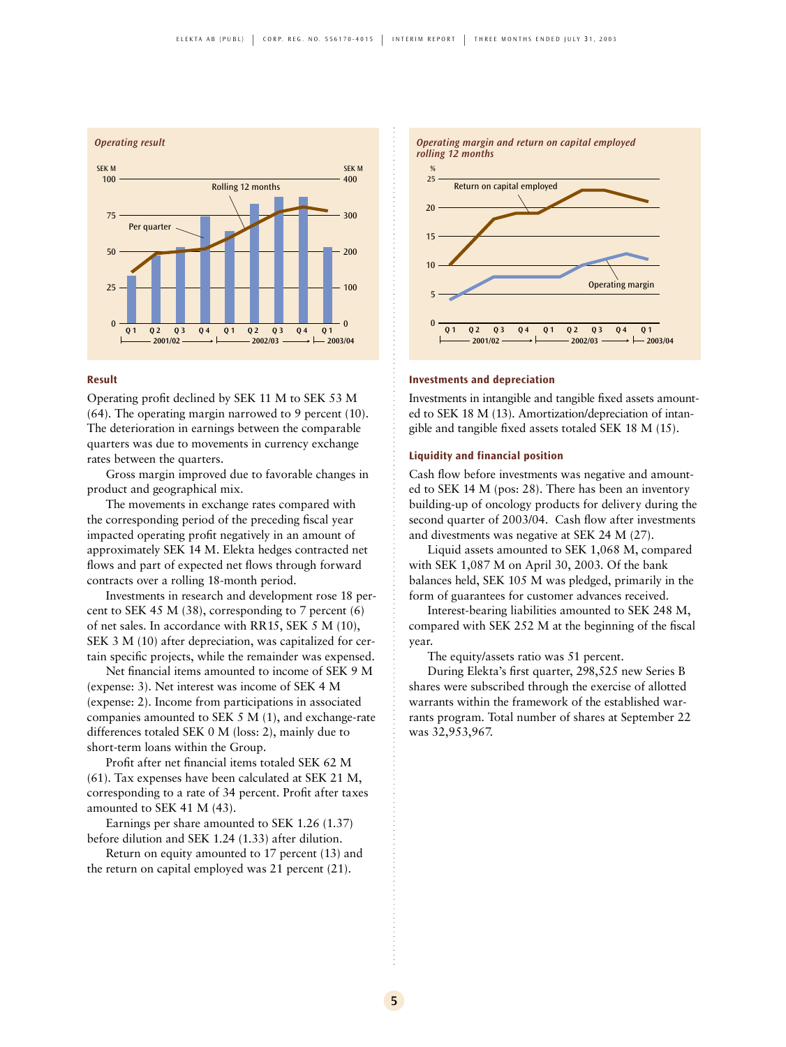*Operating result*

*Operating margin and return on capital employed rolling 12 months*

### Result

Operating profit declined by SEK 11 M to SEK 53 M (64). The operating margin narrowed to 9 percent (10). The deterioration in earnings between the comparable quarters was due to movements in currency exchange rates between the quarters.

Gross margin improved due to favorable changes in product and geographical mix.

The movements in exchange rates compared with the corresponding period of the preceding fiscal year impacted operating profit negatively in an amount of approximately SEK 14 M. Elekta hedges contracted net flows and part of expected net flows through forward contracts over a rolling 18-month period.

Investments in research and development rose 18 percent to SEK 45 M (38), corresponding to 7 percent (6) of net sales. In accordance with RR15, SEK 5 M (10), SEK 3 M (10) after depreciation, was capitalized for certain specific projects, while the remainder was expensed.

Net financial items amounted to income of SEK 9 M (expense: 3). Net interest was income of SEK 4 M (expense: 2). Income from participations in associated companies amounted to SEK 5 M (1), and exchange-rate differences totaled SEK 0 M (loss: 2), mainly due to short-term loans within the Group.

Profit after net financial items totaled SEK 62 M (61). Tax expenses have been calculated at SEK 21 M, corresponding to a rate of 34 percent. Profit after taxes amounted to SEK 41 M (43).

Earnings per share amounted to SEK 1.26 (1.37) before dilution and SEK 1.24 (1.33) after dilution.

Return on equity amounted to 17 percent (13) and the return on capital employed was 21 percent (21).

### Investments and depreciation

Investments in intangible and tangible fixed assets amounted to SEK 18 M (13). Amortization/depreciation of intangible and tangible fixed assets totaled SEK 18 M (15).

### Liquidity and financial position

Cash flow before investments was negative and amounted to SEK 14 M (pos: 28). There has been an inventory building-up of oncology products for delivery during the second quarter of 2003/04. Cash flow after investments and divestments was negative at SEK 24 M (27).

Liquid assets amounted to SEK 1,068 M, compared with SEK 1,087 M on April 30, 2003. Of the bank balances held, SEK 105 M was pledged, primarily in the form of guarantees for customer advances received.

Interest-bearing liabilities amounted to SEK 248 M, compared with SEK 252 M at the beginning of the fiscal year.

The equity/assets ratio was 51 percent.

During Elekta's first quarter, 298,525 new Series B shares were subscribed through the exercise of allotted warrants within the framework of the established warrants program. Total number of shares at September 22 was 32,953,967.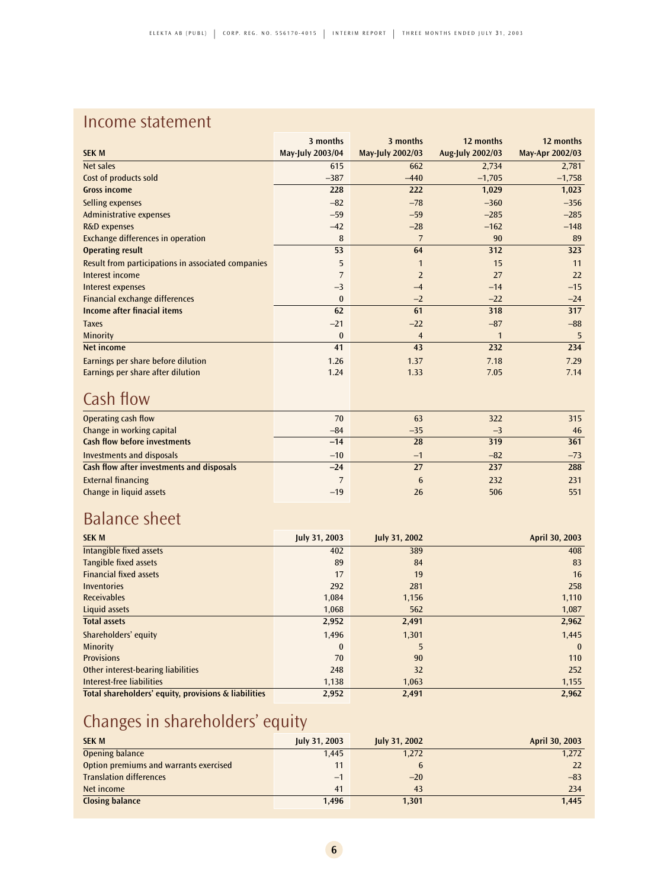## Income statement

| SEK M | 3 months May-July 2003/04 | 3 months May-July 2002/03 | 12 months Aug-July 2002/03 | 12 months May-Apr 2002/03 |
|---|---|---|---|---|
| Net sales | 615 | 662 | 2,734 | 2,781 |
| Cost of products sold | –387 | –440 | –1,705 | –1,758 |
| **Gross income** | **228** | **222** | **1,029** | **1,023** |
| Selling expenses | –82 | –78 | –360 | –356 |
| Administrative expenses | –59 | –59 | –285 | –285 |
| R&D expenses | –42 | –28 | –162 | –148 |
| Exchange differences in operation | 8 | 7 | 90 | 89 |
| **Operating result** | **53** | **64** | **312** | **323** |
| Result from participations in associated companies | 5 | 1 | 15 | 11 |
| Interest income | 7 | 2 | 27 | 22 |
| Interest expenses | –3 | –4 | –14 | –15 |
| Financial exchange differences | 0 | –2 | –22 | –24 |
| **Income after finacial items** | **62** | **61** | **318** | **317** |
| Taxes | –21 | –22 | –87 | –88 |
| Minority | 0 | 4 | 1 | 5 |
| **Net income** | **41** | **43** | **232** | **234** |
| Earnings per share before dilution | 1.26 | 1.37 | 7.18 | 7.29 |
| Earnings per share after dilution | 1.24 | 1.33 | 7.05 | 7.14 |

## Cash flow

| | 3 months May-July 2003/04 | 3 months May-July 2002/03 | 12 months Aug-July 2002/03 | 12 months May-Apr 2002/03 |
|---|---|---|---|---|
| Operating cash flow | 70 | 63 | 322 | 315 |
| Change in working capital | –84 | –35 | –3 | 46 |
| **Cash flow before investments** | **–14** | **28** | **319** | **361** |
| Investments and disposals | –10 | –1 | –82 | –73 |
| **Cash flow after investments and disposals** | **–24** | **27** | **237** | **288** |
| External financing | 7 | 6 | 232 | 231 |
| Change in liquid assets | –19 | 26 | 506 | 551 |

## Balance sheet

| SEK M | July 31, 2003 | July 31, 2002 | April 30, 2003 |
|---|---|---|---|
| Intangible fixed assets | 402 | 389 | 408 |
| Tangible fixed assets | 89 | 84 | 83 |
| Financial fixed assets | 17 | 19 | 16 |
| Inventories | 292 | 281 | 258 |
| Receivables | 1,084 | 1,156 | 1,110 |
| Liquid assets | 1,068 | 562 | 1,087 |
| **Total assets** | **2,952** | **2,491** | **2,962** |
| Shareholders' equity | 1,496 | 1,301 | 1,445 |
| Minority | 0 | 5 | 0 |
| Provisions | 70 | 90 | 110 |
| Other interest-bearing liabilities | 248 | 32 | 252 |
| Interest-free liabilities | 1,138 | 1,063 | 1,155 |
| **Total shareholders' equity, provisions & liabilities** | **2,952** | **2,491** | **2,962** |

## Changes in shareholders' equity

| SEK M | July 31, 2003 | July 31, 2002 | April 30, 2003 |
|---|---|---|---|
| Opening balance | 1,445 | 1,272 | 1,272 |
| Option premiums and warrants exercised | 11 | 6 | 22 |
| Translation differences | –1 | –20 | –83 |
| Net income | 41 | 43 | 234 |
| **Closing balance** | **1,496** | **1,301** | **1,445** |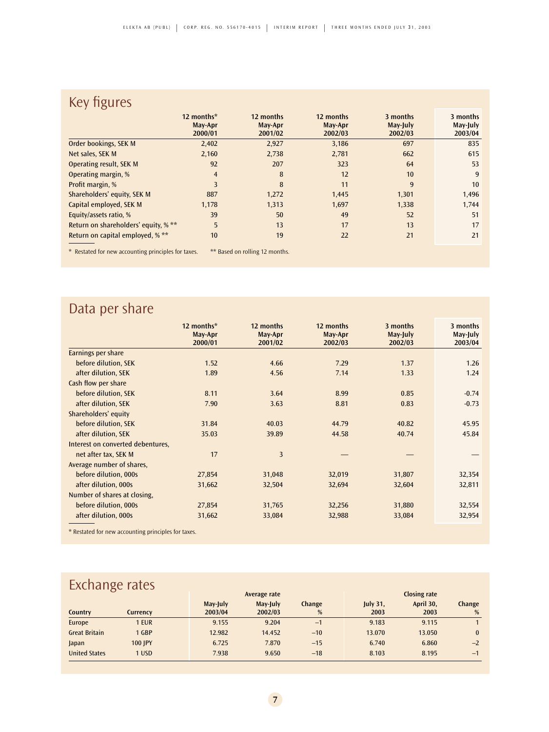## Key figures

| | 12 months* May-Apr 2000/01 | 12 months May-Apr 2001/02 | 12 months May-Apr 2002/03 | 3 months May-July 2002/03 | 3 months May-July 2003/04 |
|---|---|---|---|---|---|
| Order bookings, SEK M | 2,402 | 2,927 | 3,186 | 697 | 835 |
| Net sales, SEK M | 2,160 | 2,738 | 2,781 | 662 | 615 |
| Operating result, SEK M | 92 | 207 | 323 | 64 | 53 |
| Operating margin, % | 4 | 8 | 12 | 10 | 9 |
| Profit margin, % | 3 | 8 | 11 | 9 | 10 |
| Shareholders' equity, SEK M | 887 | 1,272 | 1,445 | 1,301 | 1,496 |
| Capital employed, SEK M | 1,178 | 1,313 | 1,697 | 1,338 | 1,744 |
| Equity/assets ratio, % | 39 | 50 | 49 | 52 | 51 |
| Return on shareholders' equity, % ** | 5 | 13 | 17 | 13 | 17 |
| Return on capital employed, % ** | 10 | 19 | 22 | 21 | 21 |

* Restated for new accounting principles for taxes. ** Based on rolling 12 months.

## Data per share

| | 12 months* May-Apr 2000/01 | 12 months May-Apr 2001/02 | 12 months May-Apr 2002/03 | 3 months May-July 2002/03 | 3 months May-July 2003/04 |
|---|---|---|---|---|---|
| Earnings per share | | | | | |
| before dilution, SEK | 1.52 | 4.66 | 7.29 | 1.37 | 1.26 |
| after dilution, SEK | 1.89 | 4.56 | 7.14 | 1.33 | 1.24 |
| Cash flow per share | | | | | |
| before dilution, SEK | 8.11 | 3.64 | 8.99 | 0.85 | -0.74 |
| after dilution, SEK | 7.90 | 3.63 | 8.81 | 0.83 | -0.73 |
| Shareholders' equity | | | | | |
| before dilution, SEK | 31.84 | 40.03 | 44.79 | 40.82 | 45.95 |
| after dilution, SEK | 35.03 | 39.89 | 44.58 | 40.74 | 45.84 |
| Interest on converted debentures, | | | | | |
| net after tax, SEK M | 17 | 3 | — | — | — |
| Average number of shares, | | | | | |
| before dilution, 000s | 27,854 | 31,048 | 32,019 | 31,807 | 32,354 |
| after dilution, 000s | 31,662 | 32,504 | 32,694 | 32,604 | 32,811 |
| Number of shares at closing, | | | | | |
| before dilution, 000s | 27,854 | 31,765 | 32,256 | 31,880 | 32,554 |
| after dilution, 000s | 31,662 | 33,084 | 32,988 | 33,084 | 32,954 |

* Restated for new accounting principles for taxes.

## Exchange rates

| | | Average rate | | | Closing rate | | |
|---|---|---|---|---|---|---|---|
| Country | Currency | May-July 2003/04 | May-July 2002/03 | Change % | July 31, 2003 | April 30, 2003 | Change % |
| Europe | 1 EUR | 9.155 | 9.204 | –1 | 9.183 | 9.115 | 1 |
| Great Britain | 1 GBP | 12.982 | 14.452 | –10 | 13.070 | 13.050 | 0 |
| Japan | 100 JPY | 6.725 | 7.870 | –15 | 6.740 | 6.860 | –2 |
| United States | 1 USD | 7.938 | 9.650 | –18 | 8.103 | 8.195 | –1 |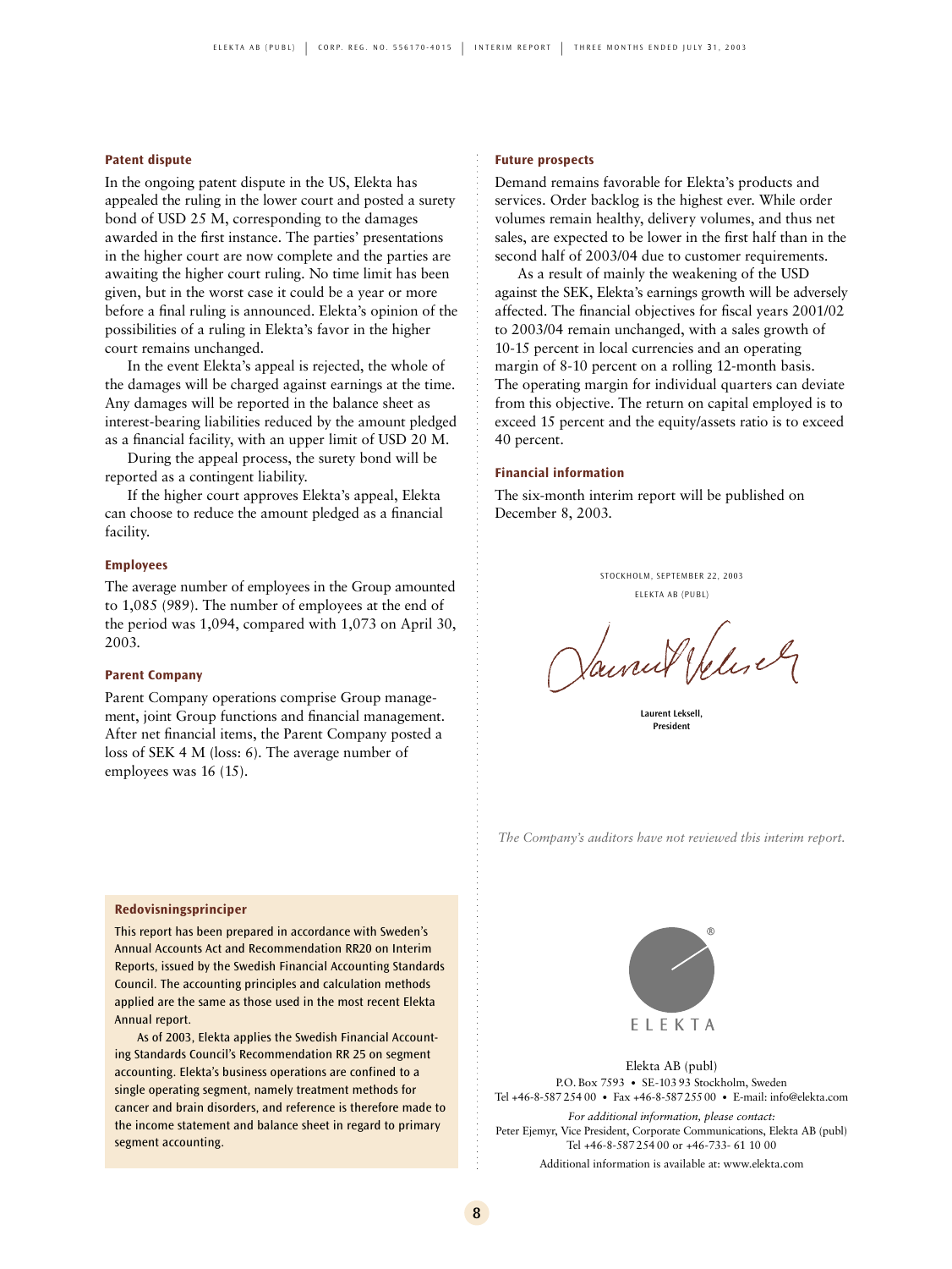### Patent dispute

In the ongoing patent dispute in the US, Elekta has appealed the ruling in the lower court and posted a surety bond of USD 25 M, corresponding to the damages awarded in the first instance. The parties' presentations in the higher court are now complete and the parties are awaiting the higher court ruling. No time limit has been given, but in the worst case it could be a year or more before a final ruling is announced. Elekta's opinion of the possibilities of a ruling in Elekta's favor in the higher court remains unchanged.

In the event Elekta's appeal is rejected, the whole of the damages will be charged against earnings at the time. Any damages will be reported in the balance sheet as interest-bearing liabilities reduced by the amount pledged as a financial facility, with an upper limit of USD 20 M.

During the appeal process, the surety bond will be reported as a contingent liability.

If the higher court approves Elekta's appeal, Elekta can choose to reduce the amount pledged as a financial facility.

### Employees

The average number of employees in the Group amounted to 1,085 (989). The number of employees at the end of the period was 1,094, compared with 1,073 on April 30, 2003.

### Parent Company

Parent Company operations comprise Group management, joint Group functions and financial management. After net financial items, the Parent Company posted a loss of SEK 4 M (loss: 6). The average number of employees was 16 (15).

### Redovisningsprinciper

This report has been prepared in accordance with Sweden's Annual Accounts Act and Recommendation RR20 on Interim Reports, issued by the Swedish Financial Accounting Standards Council. The accounting principles and calculation methods applied are the same as those used in the most recent Elekta Annual report.

As of 2003, Elekta applies the Swedish Financial Accounting Standards Council's Recommendation RR 25 on segment accounting. Elekta's business operations are confined to a single operating segment, namely treatment methods for cancer and brain disorders, and reference is therefore made to the income statement and balance sheet in regard to primary segment accounting.

### Future prospects

Demand remains favorable for Elekta's products and services. Order backlog is the highest ever. While order volumes remain healthy, delivery volumes, and thus net sales, are expected to be lower in the first half than in the second half of 2003/04 due to customer requirements.

As a result of mainly the weakening of the USD against the SEK, Elekta's earnings growth will be adversely affected. The financial objectives for fiscal years 2001/02 to 2003/04 remain unchanged, with a sales growth of 10-15 percent in local currencies and an operating margin of 8-10 percent on a rolling 12-month basis. The operating margin for individual quarters can deviate from this objective. The return on capital employed is to exceed 15 percent and the equity/assets ratio is to exceed 40 percent.

### Financial information

The six-month interim report will be published on December 8, 2003.

STOCKHOLM, SEPTEMBER 22, 2003

ELEKTA AB (PUBL)

**Laurent Leksell,**
**President**

*The Company's auditors have not reviewed this interim report.*

ELEKTA

Elekta AB (publ)
P.O. Box 7593 • SE-103 93 Stockholm, Sweden
Tel +46-8-587 254 00 • Fax +46-8-587 255 00 • E-mail: info@elekta.com

*For additional information, please contact:*
Peter Ejemyr, Vice President, Corporate Communications, Elekta AB (publ)
Tel +46-8-587 254 00 or +46-733- 61 10 00

Additional information is available at: www.elekta.com